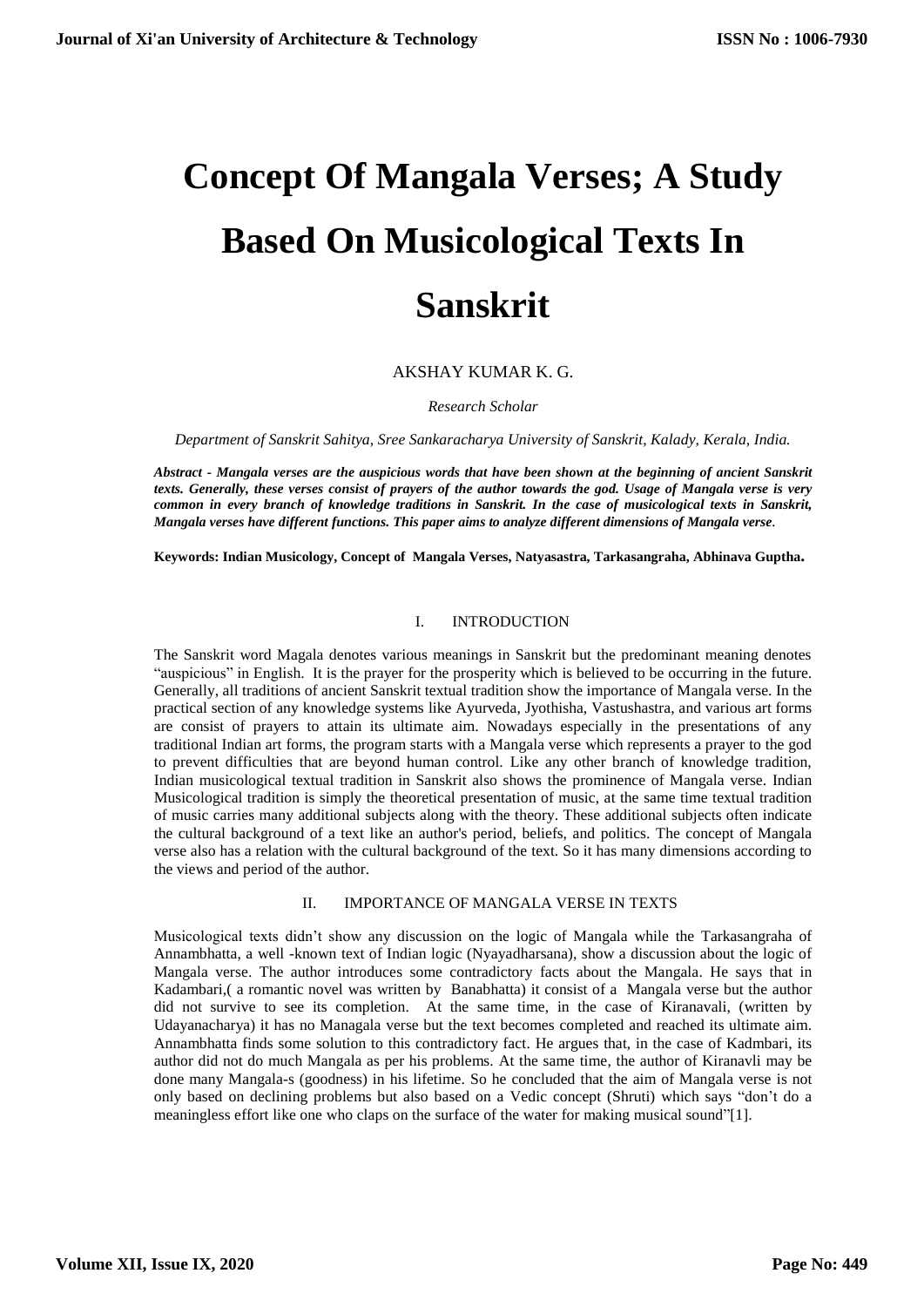# Concept Of Mangala Verses; A Study Based On Musicological Texts In Sanskrit

AKSHAY KUMAR K. G.

*Research Scholar*

*Department of Sanskrit Sahitya, Sree Sankaracharya University of Sanskrit, Kalady, Kerala, India.*

***Abstract - Mangala verses are the auspicious words that have been shown at the beginning of ancient Sanskrit texts. Generally, these verses consist of prayers of the author towards the god. Usage of Mangala verse is very common in every branch of knowledge traditions in Sanskrit. In the case of musicological texts in Sanskrit, Mangala verses have different functions. This paper aims to analyze different dimensions of Mangala verse.***

**Keywords: Indian Musicology, Concept of Mangala Verses, Natyasastra, Tarkasangraha, Abhinava Guptha.**

## I. INTRODUCTION

The Sanskrit word Magala denotes various meanings in Sanskrit but the predominant meaning denotes "auspicious" in English. It is the prayer for the prosperity which is believed to be occurring in the future. Generally, all traditions of ancient Sanskrit textual tradition show the importance of Mangala verse. In the practical section of any knowledge systems like Ayurveda, Jyothisha, Vastushastra, and various art forms are consist of prayers to attain its ultimate aim. Nowadays especially in the presentations of any traditional Indian art forms, the program starts with a Mangala verse which represents a prayer to the god to prevent difficulties that are beyond human control. Like any other branch of knowledge tradition, Indian musicological textual tradition in Sanskrit also shows the prominence of Mangala verse. Indian Musicological tradition is simply the theoretical presentation of music, at the same time textual tradition of music carries many additional subjects along with the theory. These additional subjects often indicate the cultural background of a text like an author's period, beliefs, and politics. The concept of Mangala verse also has a relation with the cultural background of the text. So it has many dimensions according to the views and period of the author.

## II. IMPORTANCE OF MANGALA VERSE IN TEXTS

Musicological texts didn't show any discussion on the logic of Mangala while the Tarkasangraha of Annambhatta, a well -known text of Indian logic (Nyayadharsana), show a discussion about the logic of Mangala verse. The author introduces some contradictory facts about the Mangala. He says that in Kadambari,( a romantic novel was written by Banabhatta) it consist of a Mangala verse but the author did not survive to see its completion. At the same time, in the case of Kiranavali, (written by Udayanacharya) it has no Managala verse but the text becomes completed and reached its ultimate aim. Annambhatta finds some solution to this contradictory fact. He argues that, in the case of Kadmbari, its author did not do much Mangala as per his problems. At the same time, the author of Kiranavli may be done many Mangala-s (goodness) in his lifetime. So he concluded that the aim of Mangala verse is not only based on declining problems but also based on a Vedic concept (Shruti) which says "don't do a meaningless effort like one who claps on the surface of the water for making musical sound"[1].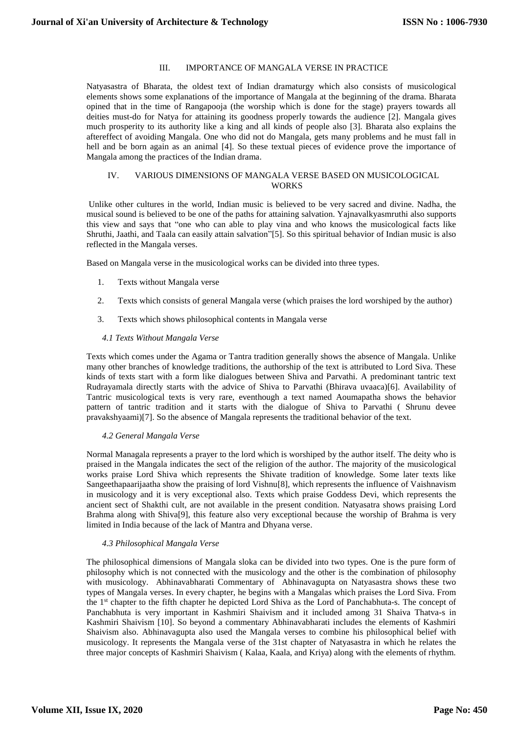## III. IMPORTANCE OF MANGALA VERSE IN PRACTICE

Natyasastra of Bharata, the oldest text of Indian dramaturgy which also consists of musicological elements shows some explanations of the importance of Mangala at the beginning of the drama. Bharata opined that in the time of Rangapooja (the worship which is done for the stage) prayers towards all deities must-do for Natya for attaining its goodness properly towards the audience [2]. Mangala gives much prosperity to its authority like a king and all kinds of people also [3]. Bharata also explains the aftereffect of avoiding Mangala. One who did not do Mangala, gets many problems and he must fall in hell and be born again as an animal [4]. So these textual pieces of evidence prove the importance of Mangala among the practices of the Indian drama.

## IV. VARIOUS DIMENSIONS OF MANGALA VERSE BASED ON MUSICOLOGICAL WORKS

Unlike other cultures in the world, Indian music is believed to be very sacred and divine. Nadha, the musical sound is believed to be one of the paths for attaining salvation. Yajnavalkyasmruthi also supports this view and says that "one who can able to play vina and who knows the musicological facts like Shruthi, Jaathi, and Taala can easily attain salvation"[5]. So this spiritual behavior of Indian music is also reflected in the Mangala verses.

Based on Mangala verse in the musicological works can be divided into three types.

1. Texts without Mangala verse
2. Texts which consists of general Mangala verse (which praises the lord worshiped by the author)
3. Texts which shows philosophical contents in Mangala verse

### *4.1 Texts Without Mangala Verse*

Texts which comes under the Agama or Tantra tradition generally shows the absence of Mangala. Unlike many other branches of knowledge traditions, the authorship of the text is attributed to Lord Siva. These kinds of texts start with a form like dialogues between Shiva and Parvathi. A predominant tantric text Rudrayamala directly starts with the advice of Shiva to Parvathi (Bhirava uvaaca)[6]. Availability of Tantric musicological texts is very rare, eventhough a text named Aoumapatha shows the behavior pattern of tantric tradition and it starts with the dialogue of Shiva to Parvathi ( Shrunu devee pravakshyaami)[7]. So the absence of Mangala represents the traditional behavior of the text.

### *4.2 General Mangala Verse*

Normal Managala represents a prayer to the lord which is worshiped by the author itself. The deity who is praised in the Mangala indicates the sect of the religion of the author. The majority of the musicological works praise Lord Shiva which represents the Shivate tradition of knowledge. Some later texts like Sangeethapaarijaatha show the praising of lord Vishnu[8], which represents the influence of Vaishnavism in musicology and it is very exceptional also. Texts which praise Goddess Devi, which represents the ancient sect of Shakthi cult, are not available in the present condition. Natyasatra shows praising Lord Brahma along with Shiva[9], this feature also very exceptional because the worship of Brahma is very limited in India because of the lack of Mantra and Dhyana verse.

### *4.3 Philosophical Mangala Verse*

The philosophical dimensions of Mangala sloka can be divided into two types. One is the pure form of philosophy which is not connected with the musicology and the other is the combination of philosophy with musicology. Abhinavabharati Commentary of Abhinavagupta on Natyasastra shows these two types of Mangala verses. In every chapter, he begins with a Mangalas which praises the Lord Siva. From the 1st chapter to the fifth chapter he depicted Lord Shiva as the Lord of Panchabhuta-s. The concept of Panchabhuta is very important in Kashmiri Shaivism and it included among 31 Shaiva Thatva-s in Kashmiri Shaivism [10]. So beyond a commentary Abhinavabharati includes the elements of Kashmiri Shaivism also. Abhinavagupta also used the Mangala verses to combine his philosophical belief with musicology. It represents the Mangala verse of the 31st chapter of Natyasastra in which he relates the three major concepts of Kashmiri Shaivism ( Kalaa, Kaala, and Kriya) along with the elements of rhythm.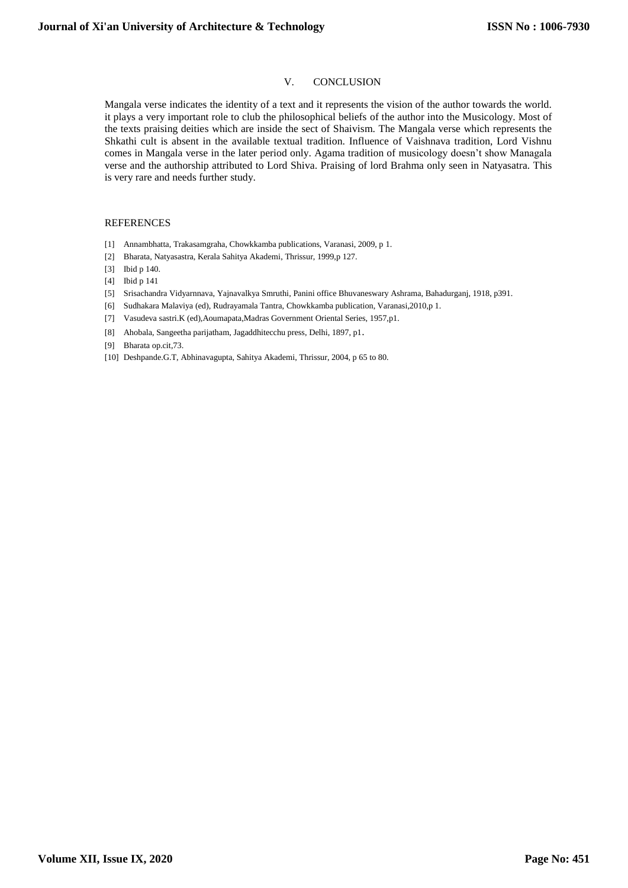## V. CONCLUSION

Mangala verse indicates the identity of a text and it represents the vision of the author towards the world. it plays a very important role to club the philosophical beliefs of the author into the Musicology. Most of the texts praising deities which are inside the sect of Shaivism. The Mangala verse which represents the Shkathi cult is absent in the available textual tradition. Influence of Vaishnava tradition, Lord Vishnu comes in Mangala verse in the later period only. Agama tradition of musicology doesn't show Managala verse and the authorship attributed to Lord Shiva. Praising of lord Brahma only seen in Natyasatra. This is very rare and needs further study.

## REFERENCES

[1] Annambhatta, Trakasamgraha, Chowkkamba publications, Varanasi, 2009, p 1.

[2] Bharata, Natyasastra, Kerala Sahitya Akademi, Thrissur, 1999,p 127.

[3] Ibid p 140.

[4] Ibid p 141

[5] Srisachandra Vidyarnnava, Yajnavalkya Smruthi, Panini office Bhuvaneswary Ashrama, Bahadurganj, 1918, p391.

[6] Sudhakara Malaviya (ed), Rudrayamala Tantra, Chowkkamba publication, Varanasi,2010,p 1.

[7] Vasudeva sastri.K (ed),Aoumapata,Madras Government Oriental Series, 1957,p1.

[8] Ahobala, Sangeetha parijatham, Jagaddhitecchu press, Delhi, 1897, p1.

[9] Bharata op.cit,73.

[10] Deshpande.G.T, Abhinavagupta, Sahitya Akademi, Thrissur, 2004, p 65 to 80.